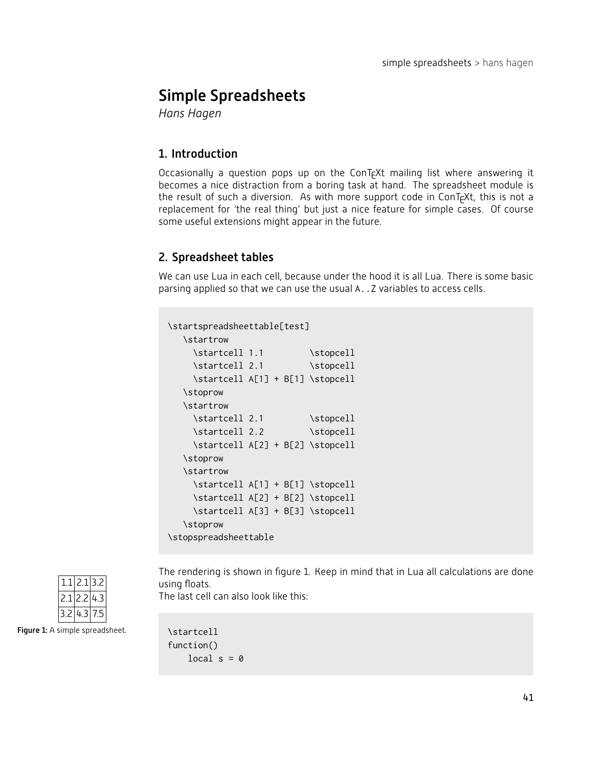# Simple Spreadsheets

*Hans Hagen*

## 1. Introduction

Occasionally a question pops up on the ConTEXt mailing list where answering it becomes a nice distraction from a boring task at hand. The spreadsheet module is the result of such a diversion. As with more support code in ConTEXt, this is not a replacement for 'the real thing' but just a nice feature for simple cases. Of course some useful extensions might appear in the future.

## 2. Spreadsheet tables

We can use Lua in each cell, because under the hood it is all Lua. There is some basic parsing applied so that we can use the usual `A..Z` variables to access cells.

```
\startspreadsheettable[test]
   \startrow
     \startcell 1.1         \stopcell
     \startcell 2.1         \stopcell
     \startcell A[1] + B[1] \stopcell
   \stoprow
   \startrow
     \startcell 2.1         \stopcell
     \startcell 2.2         \stopcell
     \startcell A[2] + B[2] \stopcell
   \stoprow
   \startrow
     \startcell A[1] + B[1] \stopcell
     \startcell A[2] + B[2] \stopcell
     \startcell A[3] + B[3] \stopcell
   \stoprow
\stopspreadsheettable
```

| | | |
|---|---|---|
| 1.1 | 2.1 | 3.2 |
| 2.1 | 2.2 | 4.3 |
| 3.2 | 4.3 | 7.5 |

**Figure 1:** A simple spreadsheet.

The rendering is shown in figure 1. Keep in mind that in Lua all calculations are done using floats.
The last cell can also look like this:

```
\startcell
function()
    local s = 0
```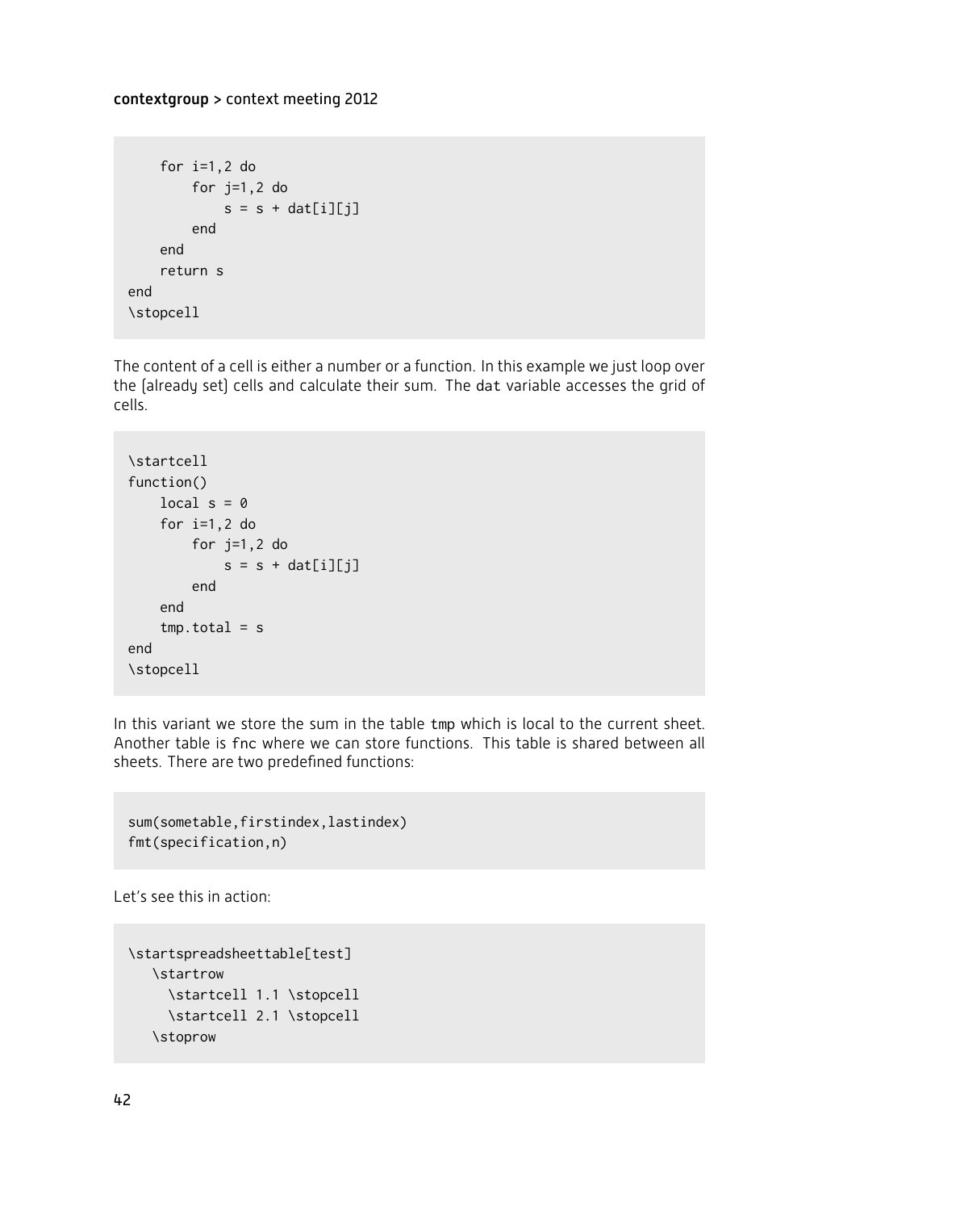```
    for i=1,2 do
        for j=1,2 do
            s = s + dat[i][j]
        end
    end
    return s
end
\stopcell
```

The content of a cell is either a number or a function. In this example we just loop over the (already set) cells and calculate their sum. The dat variable accesses the grid of cells.

```
\startcell
function()
    local s = 0
    for i=1,2 do
        for j=1,2 do
            s = s + dat[i][j]
        end
    end
    tmp.total = s
end
\stopcell
```

In this variant we store the sum in the table tmp which is local to the current sheet. Another table is fnc where we can store functions. This table is shared between all sheets. There are two predefined functions:

```
sum(sometable,firstindex,lastindex)
fmt(specification,n)
```

Let's see this in action:

```
\startspreadsheettable[test]
   \startrow
     \startcell 1.1 \stopcell
     \startcell 2.1 \stopcell
   \stoprow
```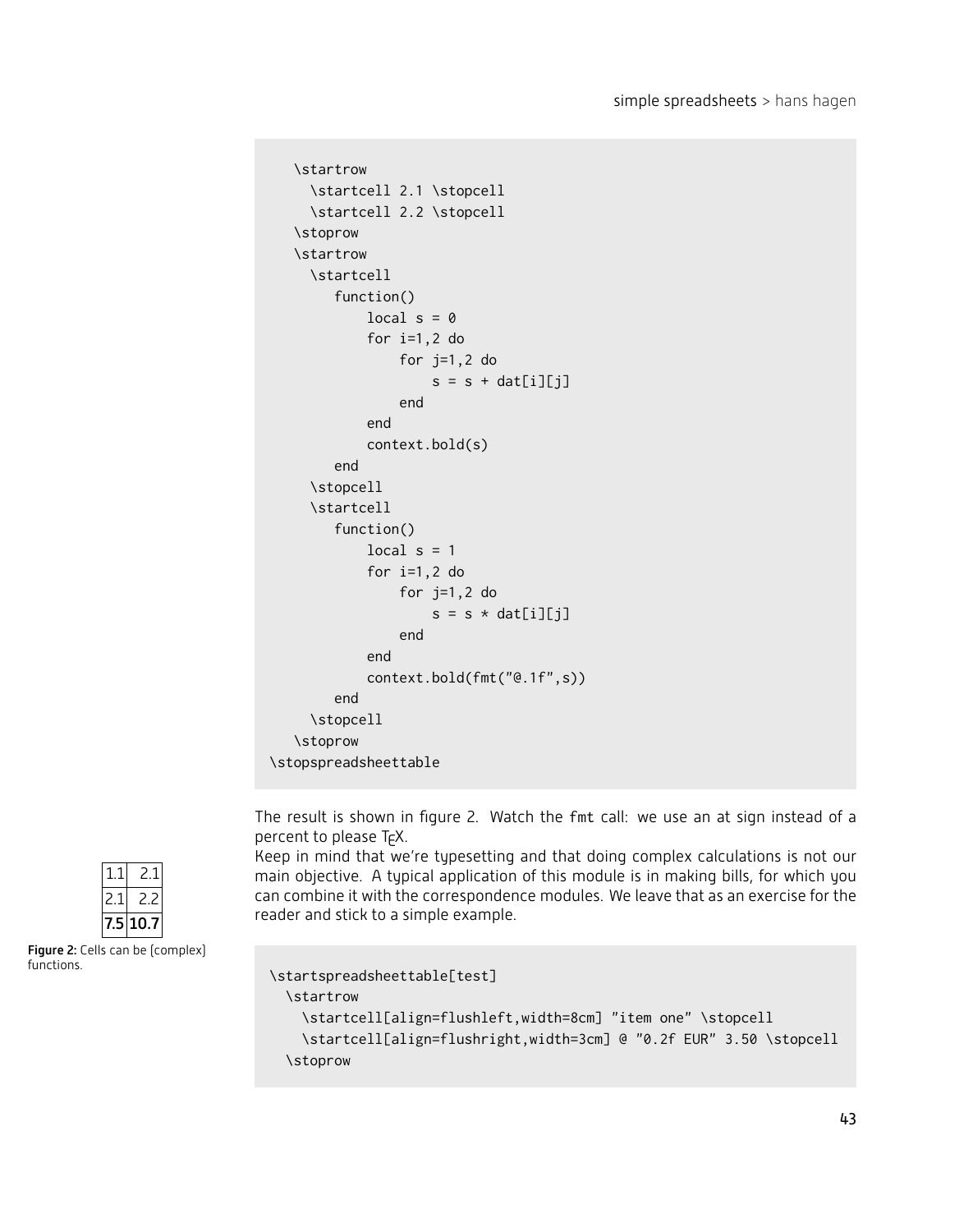```
  \startrow
    \startcell 2.1 \stopcell
    \startcell 2.2 \stopcell
  \stoprow
  \startrow
    \startcell
      function()
          local s = 0
          for i=1,2 do
              for j=1,2 do
                  s = s + dat[i][j]
              end
          end
          context.bold(s)
      end
    \stopcell
    \startcell
      function()
          local s = 1
          for i=1,2 do
              for j=1,2 do
                  s = s * dat[i][j]
              end
          end
          context.bold(fmt("@.1f",s))
      end
    \stopcell
  \stoprow
\stopspreadsheettable
```

The result is shown in figure 2. Watch the fmt call: we use an at sign instead of a percent to please TEX.

Keep in mind that we're typesetting and that doing complex calculations is not our main objective. A typical application of this module is in making bills, for which you can combine it with the correspondence modules. We leave that as an exercise for the reader and stick to a simple example.

| | |
|---|---|
| 1.1 | 2.1 |
| 2.1 | 2.2 |
| **7.5** | **10.7** |

**Figure 2:** Cells can be (complex) functions.

```
\startspreadsheettable[test]
  \startrow
    \startcell[align=flushleft,width=8cm] "item one" \stopcell
    \startcell[align=flushright,width=3cm] @ "0.2f EUR" 3.50 \stopcell
  \stoprow
```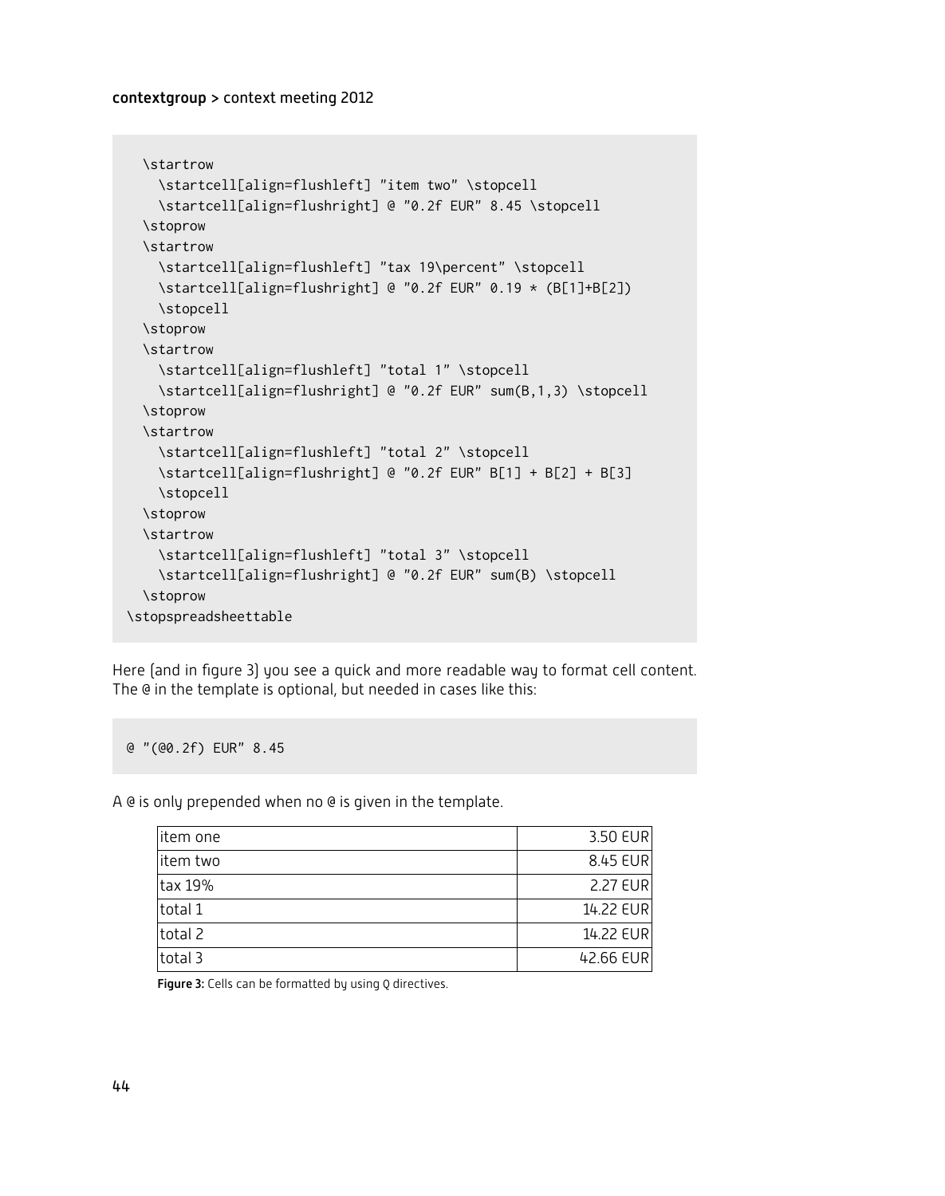```
  \startrow
    \startcell[align=flushleft] "item two" \stopcell
    \startcell[align=flushright] @ "0.2f EUR" 8.45 \stopcell
  \stoprow
  \startrow
    \startcell[align=flushleft] "tax 19\percent" \stopcell
    \startcell[align=flushright] @ "0.2f EUR" 0.19 * (B[1]+B[2])
    \stopcell
  \stoprow
  \startrow
    \startcell[align=flushleft] "total 1" \stopcell
    \startcell[align=flushright] @ "0.2f EUR" sum(B,1,3) \stopcell
  \stoprow
  \startrow
    \startcell[align=flushleft] "total 2" \stopcell
    \startcell[align=flushright] @ "0.2f EUR" B[1] + B[2] + B[3]
    \stopcell
  \stoprow
  \startrow
    \startcell[align=flushleft] "total 3" \stopcell
    \startcell[align=flushright] @ "0.2f EUR" sum(B) \stopcell
  \stoprow
\stopspreadsheettable
```

Here (and in figure 3) you see a quick and more readable way to format cell content. The @ in the template is optional, but needed in cases like this:

```
@ "(@0.2f) EUR" 8.45
```

A @ is only prepended when no @ is given in the template.

| | |
|---|---:|
| item one | 3.50 EUR |
| item two | 8.45 EUR |
| tax 19% | 2.27 EUR |
| total 1 | 14.22 EUR |
| total 2 | 14.22 EUR |
| total 3 | 42.66 EUR |

**Figure 3:** Cells can be formatted by using @ directives.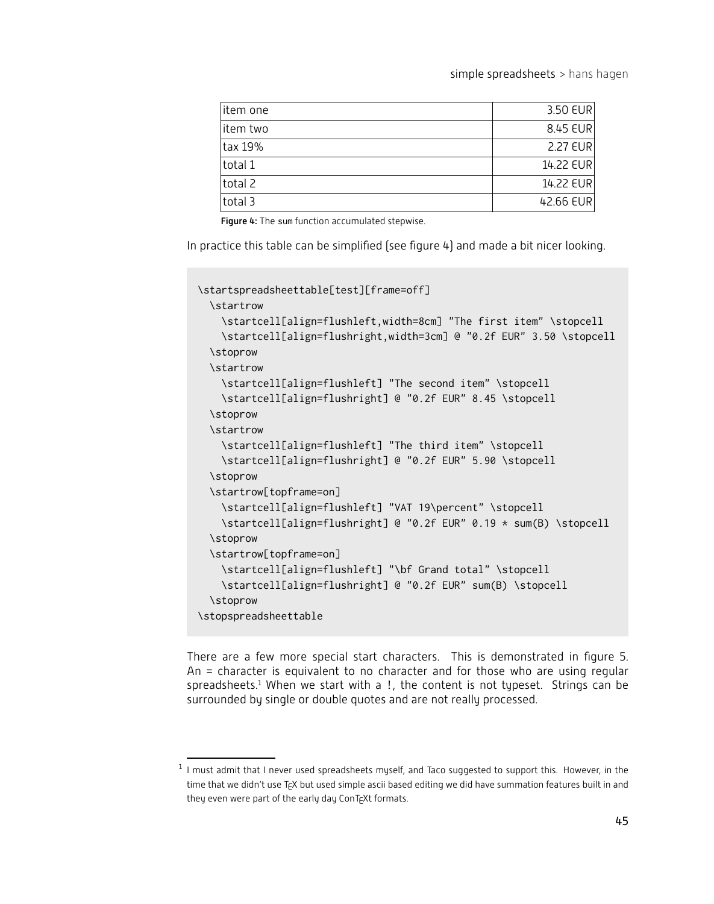| item one | 3.50 EUR |
|---|---:|
| item two | 8.45 EUR |
| tax 19% | 2.27 EUR |
| total 1 | 14.22 EUR |
| total 2 | 14.22 EUR |
| total 3 | 42.66 EUR |

**Figure 4:** The sum function accumulated stepwise.

In practice this table can be simplified (see figure 4) and made a bit nicer looking.

```
\startspreadsheettable[test][frame=off]
  \startrow
    \startcell[align=flushleft,width=8cm] "The first item" \stopcell
    \startcell[align=flushright,width=3cm] @ "0.2f EUR" 3.50 \stopcell
  \stoprow
  \startrow
    \startcell[align=flushleft] "The second item" \stopcell
    \startcell[align=flushright] @ "0.2f EUR" 8.45 \stopcell
  \stoprow
  \startrow
    \startcell[align=flushleft] "The third item" \stopcell
    \startcell[align=flushright] @ "0.2f EUR" 5.90 \stopcell
  \stoprow
  \startrow[topframe=on]
    \startcell[align=flushleft] "VAT 19\percent" \stopcell
    \startcell[align=flushright] @ "0.2f EUR" 0.19 * sum(B) \stopcell
  \stoprow
  \startrow[topframe=on]
    \startcell[align=flushleft] "\bf Grand total" \stopcell
    \startcell[align=flushright] @ "0.2f EUR" sum(B) \stopcell
  \stoprow
\stopspreadsheettable
```

There are a few more special start characters. This is demonstrated in figure 5. An = character is equivalent to no character and for those who are using regular spreadsheets.[1] When we start with a !, the content is not typeset. Strings can be surrounded by single or double quotes and are not really processed.

[1] I must admit that I never used spreadsheets myself, and Taco suggested to support this. However, in the time that we didn't use TEX but used simple ascii based editing we did have summation features built in and they even were part of the early day ConTEXt formats.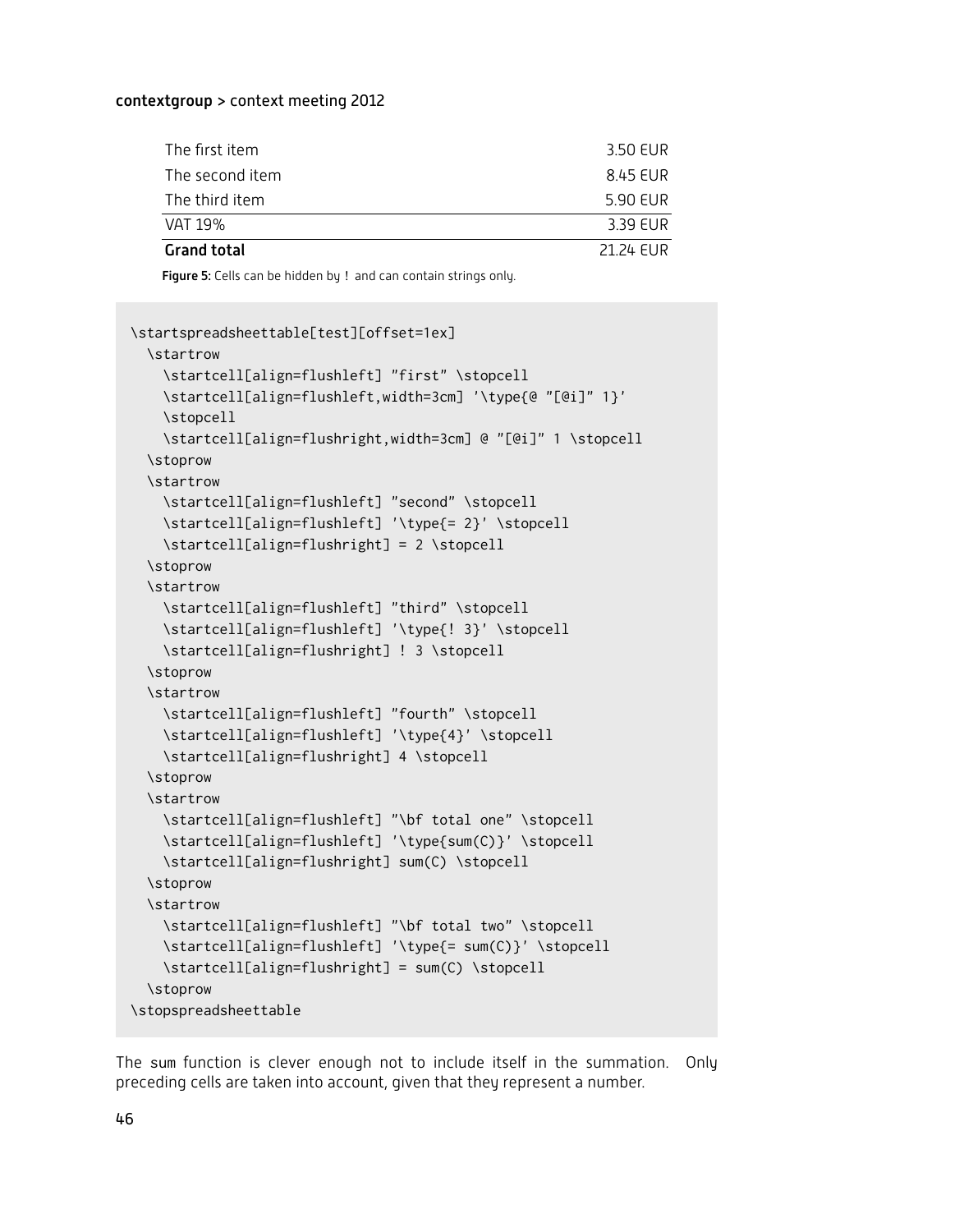| The first item | 3.50 EUR |
|---|---|
| The second item | 8.45 EUR |
| The third item | 5.90 EUR |
| VAT 19% | 3.39 EUR |
| **Grand total** | 21.24 EUR |

**Figure 5:** Cells can be hidden by ! and can contain strings only.

```
\startspreadsheettable[test][offset=1ex]
  \startrow
    \startcell[align=flushleft] "first" \stopcell
    \startcell[align=flushleft,width=3cm] '\type{@ "[@i]" 1}'
    \stopcell
    \startcell[align=flushright,width=3cm] @ "[@i]" 1 \stopcell
  \stoprow
  \startrow
    \startcell[align=flushleft] "second" \stopcell
    \startcell[align=flushleft] '\type{= 2}' \stopcell
    \startcell[align=flushright] = 2 \stopcell
  \stoprow
  \startrow
    \startcell[align=flushleft] "third" \stopcell
    \startcell[align=flushleft] '\type{! 3}' \stopcell
    \startcell[align=flushright] ! 3 \stopcell
  \stoprow
  \startrow
    \startcell[align=flushleft] "fourth" \stopcell
    \startcell[align=flushleft] '\type{4}' \stopcell
    \startcell[align=flushright] 4 \stopcell
  \stoprow
  \startrow
    \startcell[align=flushleft] "\bf total one" \stopcell
    \startcell[align=flushleft] '\type{sum(C)}' \stopcell
    \startcell[align=flushright] sum(C) \stopcell
  \stoprow
  \startrow
    \startcell[align=flushleft] "\bf total two" \stopcell
    \startcell[align=flushleft] '\type{= sum(C)}' \stopcell
    \startcell[align=flushright] = sum(C) \stopcell
  \stoprow
\stopspreadsheettable
```

The sum function is clever enough not to include itself in the summation. Only preceding cells are taken into account, given that they represent a number.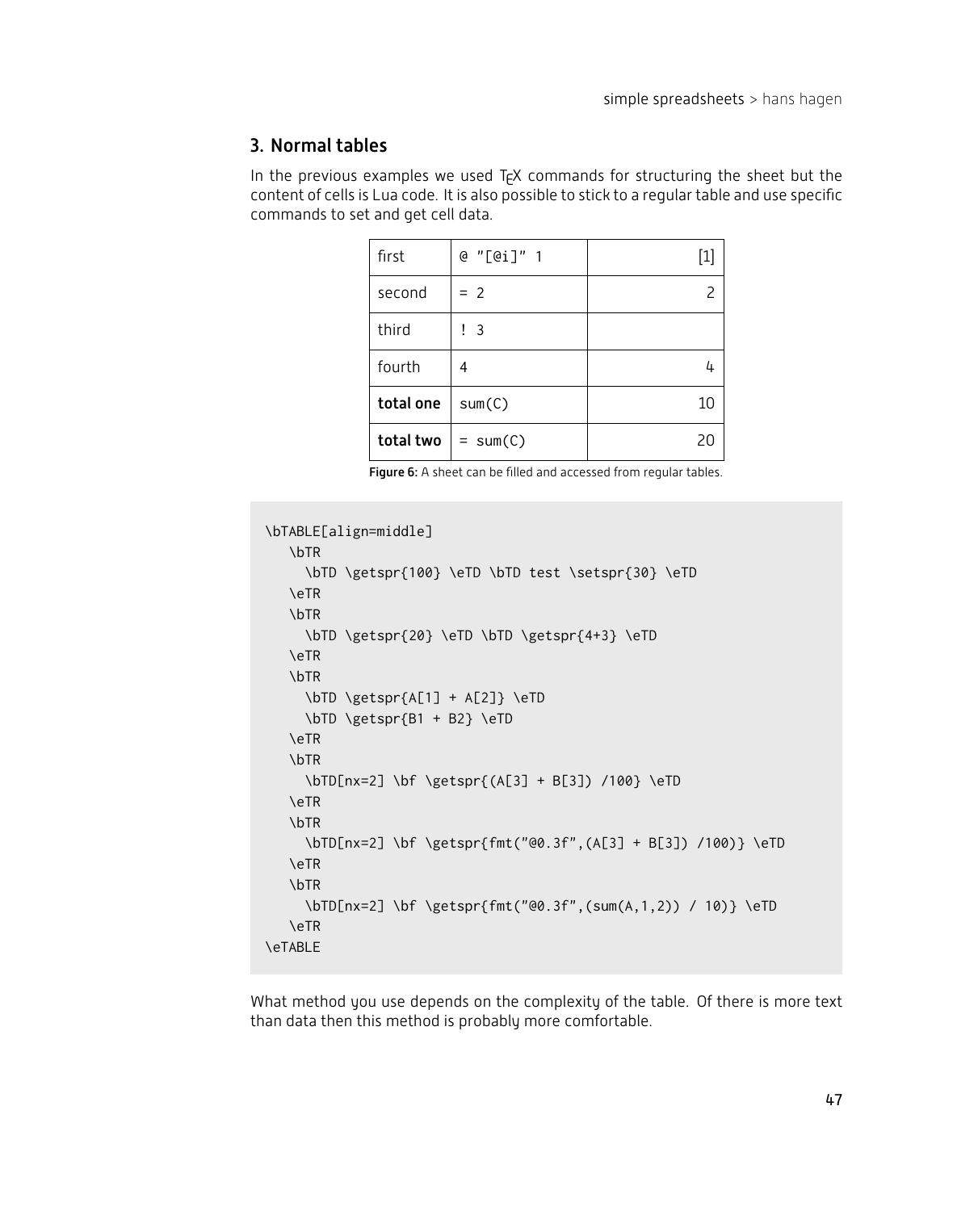## 3. Normal tables

In the previous examples we used TEX commands for structuring the sheet but the content of cells is Lua code. It is also possible to stick to a regular table and use specific commands to set and get cell data.

| first | @ "[@i]" 1 | [1] |
|---|---|---|
| second | = 2 | 2 |
| third | ! 3 | |
| fourth | 4 | 4 |
| **total one** | sum(C) | 10 |
| **total two** | = sum(C) | 20 |

**Figure 6:** A sheet can be filled and accessed from regular tables.

```
\bTABLE[align=middle]
  \bTR
    \bTD \getspr{100} \eTD \bTD test \setspr{30} \eTD
  \eTR
  \bTR
    \bTD \getspr{20} \eTD \bTD \getspr{4+3} \eTD
  \eTR
  \bTR
    \bTD \getspr{A[1] + A[2]} \eTD
    \bTD \getspr{B1 + B2} \eTD
  \eTR
  \bTR
    \bTD[nx=2] \bf \getspr{(A[3] + B[3]) /100} \eTD
  \eTR
  \bTR
    \bTD[nx=2] \bf \getspr{fmt("@0.3f",(A[3] + B[3]) /100)} \eTD
  \eTR
  \bTR
    \bTD[nx=2] \bf \getspr{fmt("@0.3f",(sum(A,1,2)) / 10)} \eTD
  \eTR
\eTABLE
```

What method you use depends on the complexity of the table. Of there is more text than data then this method is probably more comfortable.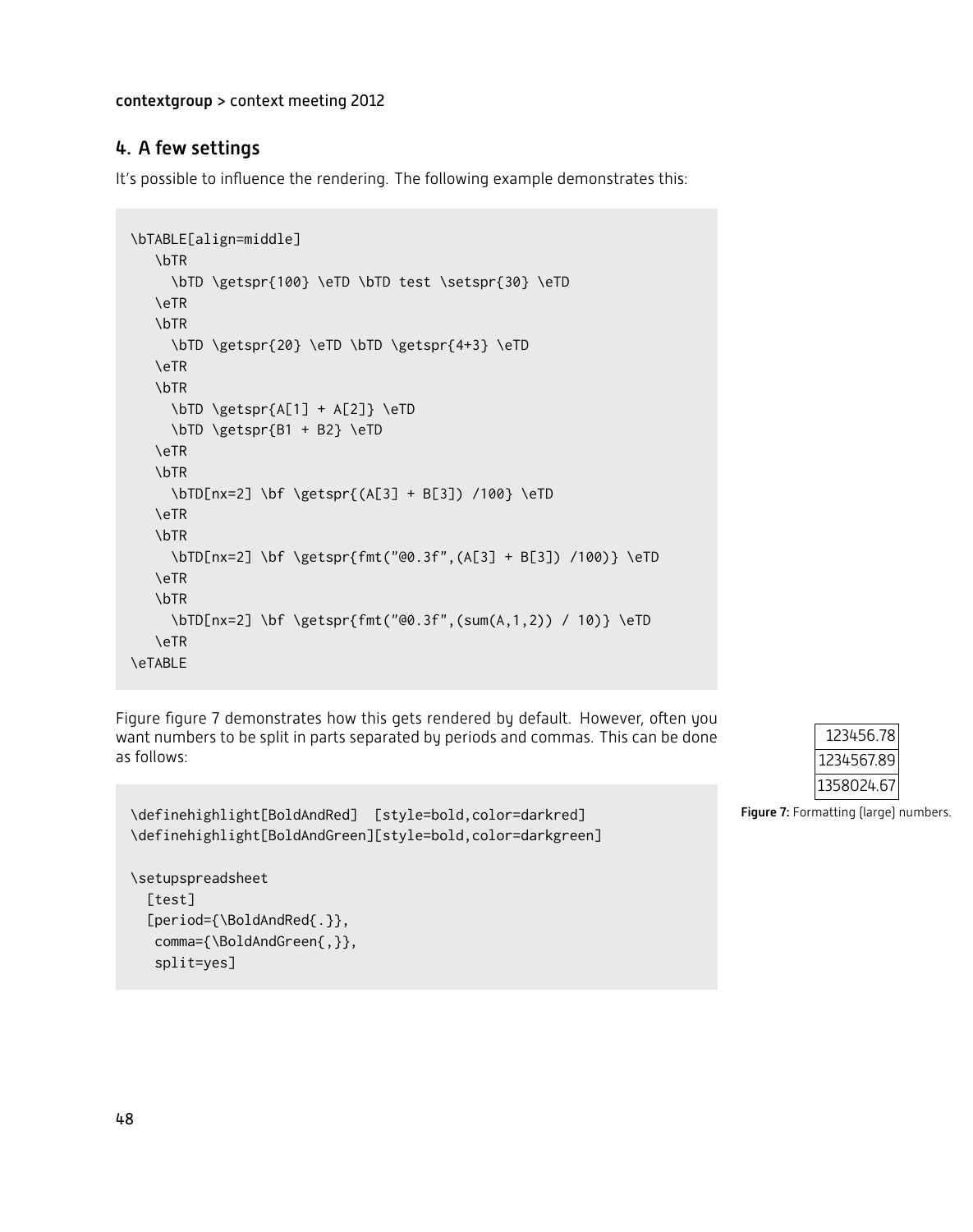## 4. A few settings

It's possible to influence the rendering. The following example demonstrates this:

```
\bTABLE[align=middle]
   \bTR
     \bTD \getspr{100} \eTD \bTD test \setspr{30} \eTD
   \eTR
   \bTR
     \bTD \getspr{20} \eTD \bTD \getspr{4+3} \eTD
   \eTR
   \bTR
     \bTD \getspr{A[1] + A[2]} \eTD
     \bTD \getspr{B1 + B2} \eTD
   \eTR
   \bTR
     \bTD[nx=2] \bf \getspr{(A[3] + B[3]) /100} \eTD
   \eTR
   \bTR
     \bTD[nx=2] \bf \getspr{fmt("@0.3f",(A[3] + B[3]) /100)} \eTD
   \eTR
   \bTR
     \bTD[nx=2] \bf \getspr{fmt("@0.3f",(sum(A,1,2)) / 10)} \eTD
   \eTR
\eTABLE
```

Figure figure 7 demonstrates how this gets rendered by default. However, often you want numbers to be split in parts separated by periods and commas. This can be done as follows:

| |
|---|
| 123456.78 |
| 1234567.89 |
| 1358024.67 |

**Figure 7:** Formatting (large) numbers.

```
\definehighlight[BoldAndRed]  [style=bold,color=darkred]
\definehighlight[BoldAndGreen][style=bold,color=darkgreen]

\setupspreadsheet
  [test]
  [period={\BoldAndRed{.}},
   comma={\BoldAndGreen{,}},
   split=yes]
```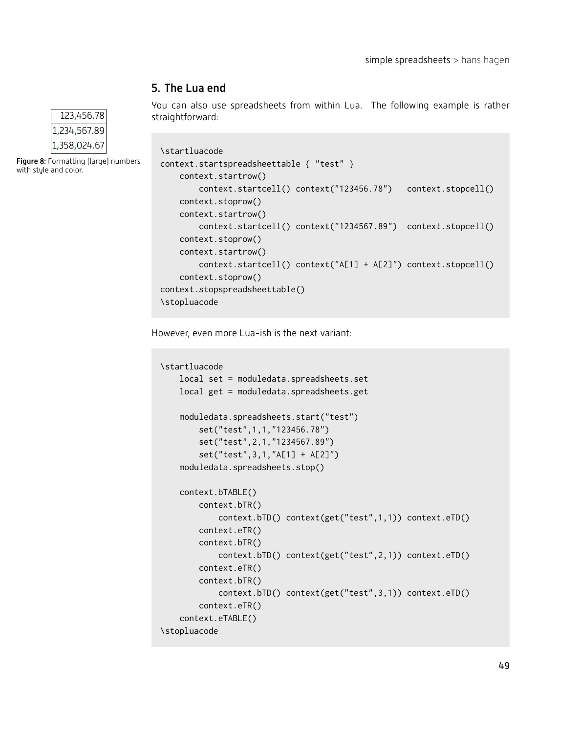## 5. The Lua end

| 123,456.78 |
|---|
| 1,234,567.89 |
| 1,358,024.67 |

**Figure 8:** Formatting (large) numbers with style and color.

You can also use spreadsheets from within Lua. The following example is rather straightforward:

```
\startluacode
context.startspreadsheettable { "test" }
    context.startrow()
        context.startcell() context("123456.78")   context.stopcell()
    context.stoprow()
    context.startrow()
        context.startcell() context("1234567.89")  context.stopcell()
    context.stoprow()
    context.startrow()
        context.startcell() context("A[1] + A[2]") context.stopcell()
    context.stoprow()
context.stopspreadsheettable()
\stopluacode
```

However, even more Lua-ish is the next variant:

```
\startluacode
    local set = moduledata.spreadsheets.set
    local get = moduledata.spreadsheets.get

    moduledata.spreadsheets.start("test")
        set("test",1,1,"123456.78")
        set("test",2,1,"1234567.89")
        set("test",3,1,"A[1] + A[2]")
    moduledata.spreadsheets.stop()

    context.bTABLE()
        context.bTR()
            context.bTD() context(get("test",1,1)) context.eTD()
        context.eTR()
        context.bTR()
            context.bTD() context(get("test",2,1)) context.eTD()
        context.eTR()
        context.bTR()
            context.bTD() context(get("test",3,1)) context.eTD()
        context.eTR()
    context.eTABLE()
\stopluacode
```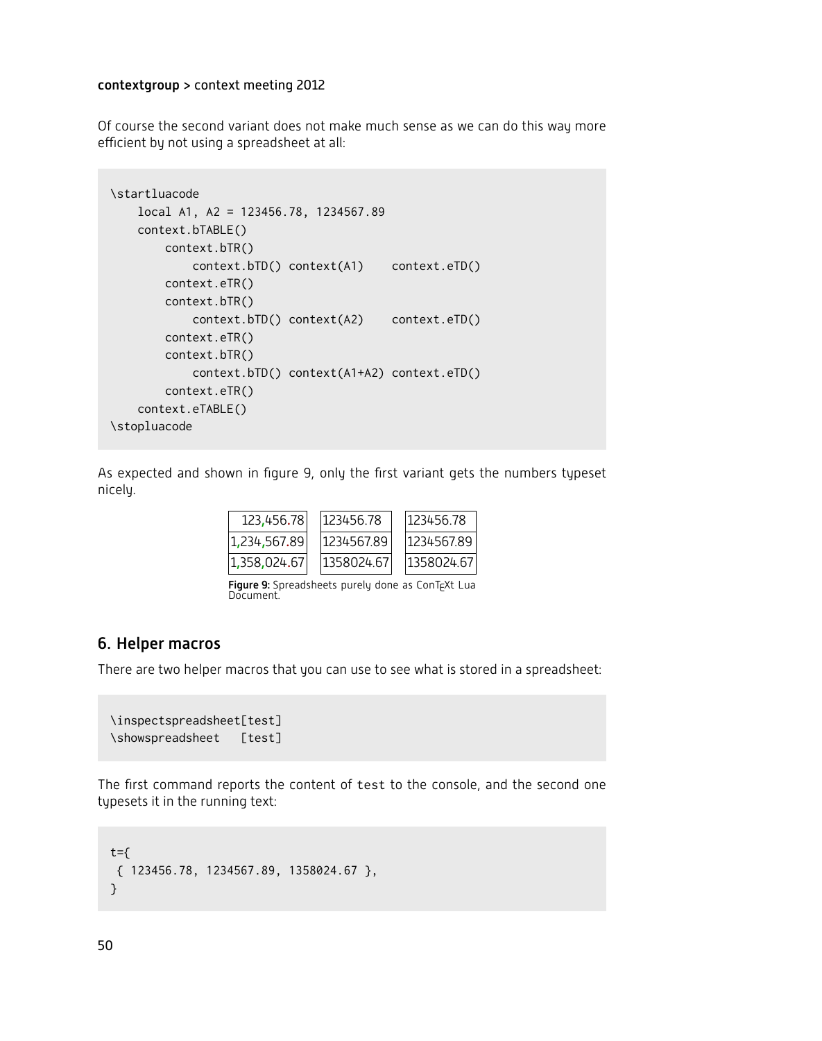Of course the second variant does not make much sense as we can do this way more efficient by not using a spreadsheet at all:

```
\startluacode
    local A1, A2 = 123456.78, 1234567.89
    context.bTABLE()
        context.bTR()
            context.bTD() context(A1)    context.eTD()
        context.eTR()
        context.bTR()
            context.bTD() context(A2)    context.eTD()
        context.eTR()
        context.bTR()
            context.bTD() context(A1+A2) context.eTD()
        context.eTR()
    context.eTABLE()
\stopluacode
```

As expected and shown in figure 9, only the first variant gets the numbers typeset nicely.

| 123,456.78 |
|---|
| 1,234,567.89 |
| 1,358,024.67 |

| 123456.78 |
|---|
| 1234567.89 |
| 1358024.67 |

| 123456.78 |
|---|
| 1234567.89 |
| 1358024.67 |

**Figure 9:** Spreadsheets purely done as ConTEXt Lua Document.

## 6. Helper macros

There are two helper macros that you can use to see what is stored in a spreadsheet:

```
\inspectspreadsheet[test]
\showspreadsheet   [test]
```

The first command reports the content of `test` to the console, and the second one typesets it in the running text:

```
t={
 { 123456.78, 1234567.89, 1358024.67 },
}
```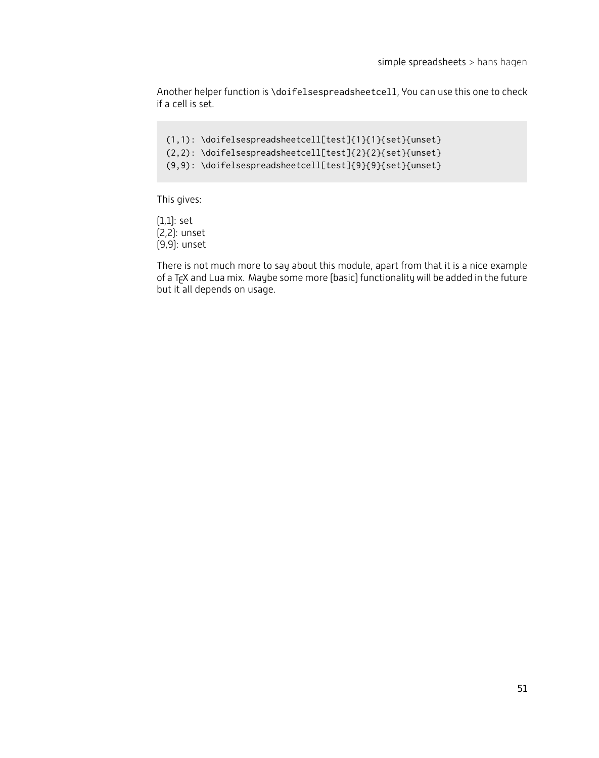Another helper function is `\doifelsespreadsheetcell`, You can use this one to check if a cell is set.

```
(1,1): \doifelsespreadsheetcell[test]{1}{1}{set}{unset}
(2,2): \doifelsespreadsheetcell[test]{2}{2}{set}{unset}
(9,9): \doifelsespreadsheetcell[test]{9}{9}{set}{unset}
```

This gives:

(1,1): set
(2,2): unset
(9,9): unset

There is not much more to say about this module, apart from that it is a nice example of a TEX and Lua mix. Maybe some more (basic) functionality will be added in the future but it all depends on usage.